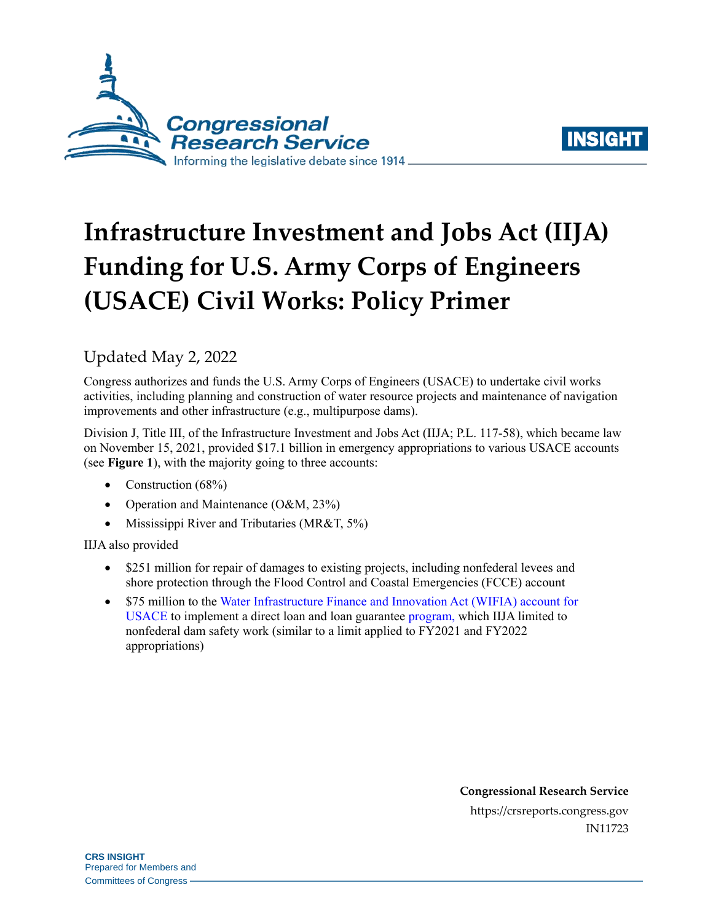# Infrastructure Investment and Jobs Act (IIJA) Funding for U.S. Army Corps of Engineers (USACE) Civil Works: Policy Primer

Updated May 2, 2022

Congress authorizes and funds the U.S. Army Corps of Engineers (USACE) to undertake civil works activities, including planning and construction of water resource projects and maintenance of navigation improvements and other infrastructure (e.g., multipurpose dams).

Division J, Title III, of the Infrastructure Investment and Jobs Act (IIJA; P.L. 117-58), which became law on November 15, 2021, provided $17.1 billion in emergency appropriations to various USACE accounts (see **Figure 1**), with the majority going to three accounts:

- Construction (68%)
- Operation and Maintenance (O&M, 23%)
- Mississippi River and Tributaries (MR&T, 5%)

IIJA also provided

- $251 million for repair of damages to existing projects, including nonfederal levees and shore protection through the Flood Control and Coastal Emergencies (FCCE) account
- $75 million to the Water Infrastructure Finance and Innovation Act (WIFIA) account for USACE to implement a direct loan and loan guarantee program, which IIJA limited to nonfederal dam safety work (similar to a limit applied to FY2021 and FY2022 appropriations)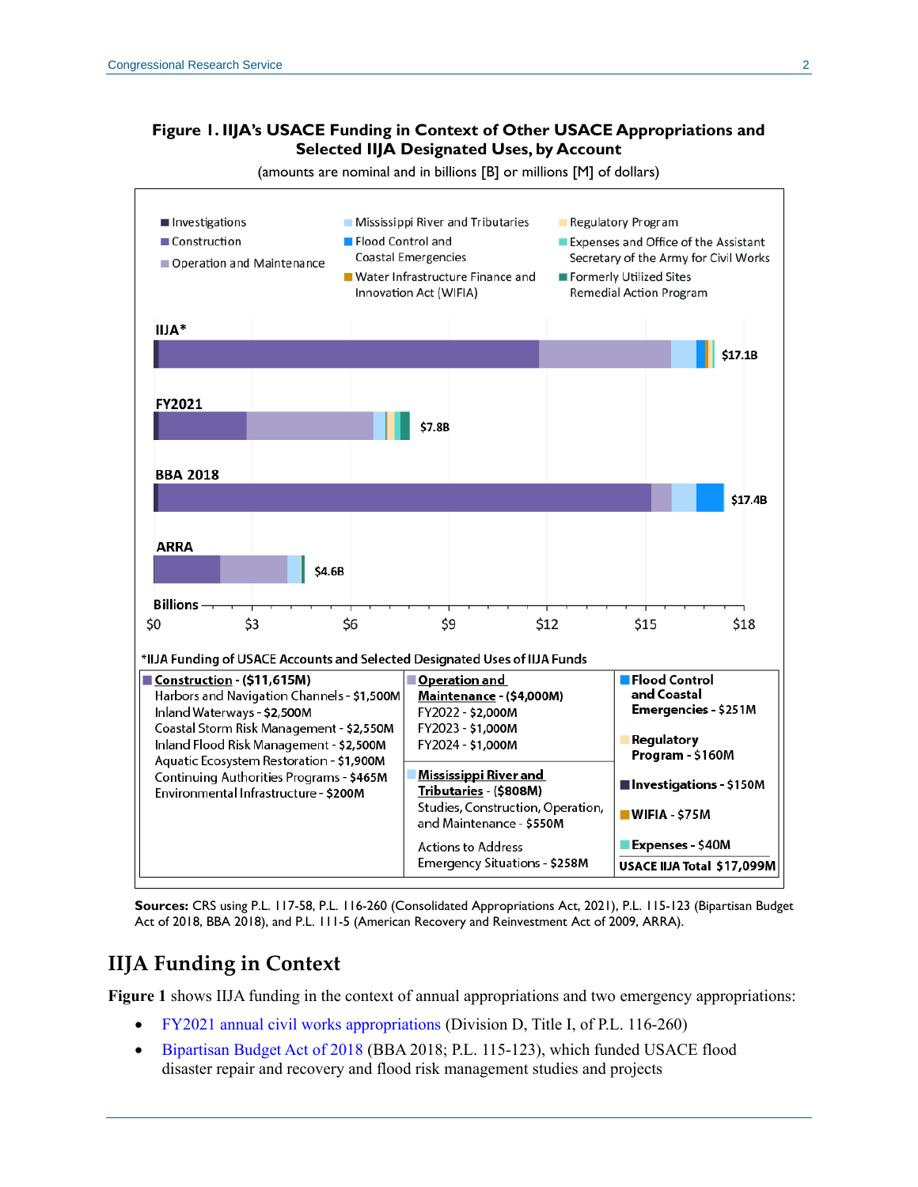**Figure 1. IIJA's USACE Funding in Context of Other USACE Appropriations and Selected IIJA Designated Uses, by Account**

(amounts are nominal and in billions [B] or millions [M] of dollars)

Investigations | Construction | Operation and Maintenance | Mississippi River and Tributaries | Flood Control and Coastal Emergencies | Water Infrastructure Finance and Innovation Act (WIFIA) | Regulatory Program | Expenses and Office of the Assistant Secretary of the Army for Civil Works | Formerly Utilized Sites Remedial Action Program

IIJA* — $17.1B

FY2021 — $7.8B

BBA 2018 — $17.4B

ARRA — $4.6B

Billions: $0, $3, $6, $9, $12, $15, $18

*IIJA Funding of USACE Accounts and Selected Designated Uses of IIJA Funds

| | | |
|---|---|---|
| **Construction - ($11,615M)**<br>Harbors and Navigation Channels - $1,500M<br>Inland Waterways - $2,500M<br>Coastal Storm Risk Management - $2,550M<br>Inland Flood Risk Management - $2,500M<br>Aquatic Ecosystem Restoration - $1,900M<br>Continuing Authorities Programs - $465M<br>Environmental Infrastructure - $200M | **Operation and Maintenance - ($4,000M)**<br>FY2022 - $2,000M<br>FY2023 - $1,000M<br>FY2024 - $1,000M<br><br>**Mississippi River and Tributaries - ($808M)**<br>Studies, Construction, Operation, and Maintenance - $550M<br>Actions to Address Emergency Situations - $258M | **Flood Control and Coastal Emergencies - $251M**<br>**Regulatory Program - $160M**<br>**Investigations - $150M**<br>**WIFIA - $75M**<br>**Expenses - $40M**<br>**USACE IIJA Total $17,099M** |

**Sources:** CRS using P.L. 117-58, P.L. 116-260 (Consolidated Appropriations Act, 2021), P.L. 115-123 (Bipartisan Budget Act of 2018, BBA 2018), and P.L. 111-5 (American Recovery and Reinvestment Act of 2009, ARRA).

## IIJA Funding in Context

**Figure 1** shows IIJA funding in the context of annual appropriations and two emergency appropriations:

- FY2021 annual civil works appropriations (Division D, Title I, of P.L. 116-260)
- Bipartisan Budget Act of 2018 (BBA 2018; P.L. 115-123), which funded USACE flood disaster repair and recovery and flood risk management studies and projects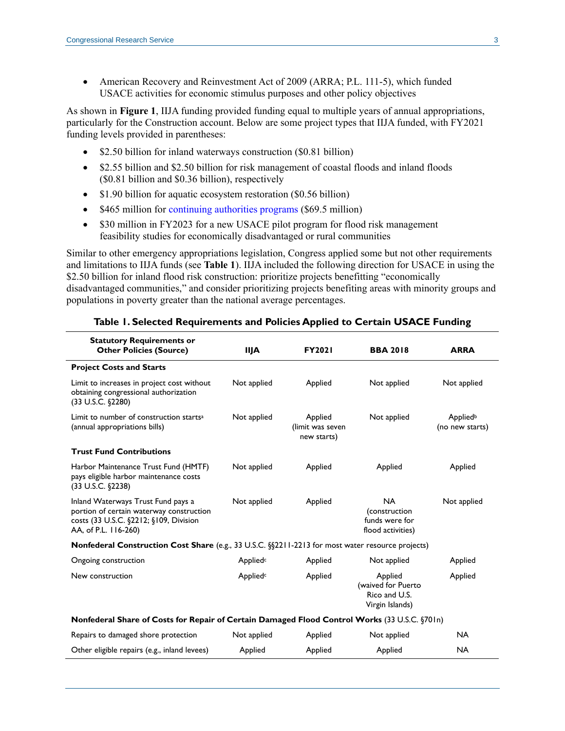- American Recovery and Reinvestment Act of 2009 (ARRA; P.L. 111-5), which funded USACE activities for economic stimulus purposes and other policy objectives

As shown in **Figure 1**, IIJA funding provided funding equal to multiple years of annual appropriations, particularly for the Construction account. Below are some project types that IIJA funded, with FY2021 funding levels provided in parentheses:

- $2.50 billion for inland waterways construction ($0.81 billion)
- $2.55 billion and $2.50 billion for risk management of coastal floods and inland floods ($0.81 billion and $0.36 billion), respectively
- $1.90 billion for aquatic ecosystem restoration ($0.56 billion)
- $465 million for continuing authorities programs ($69.5 million)
- $30 million in FY2023 for a new USACE pilot program for flood risk management feasibility studies for economically disadvantaged or rural communities

Similar to other emergency appropriations legislation, Congress applied some but not other requirements and limitations to IIJA funds (see **Table 1**). IIJA included the following direction for USACE in using the $2.50 billion for inland flood risk construction: prioritize projects benefitting "economically disadvantaged communities," and consider prioritizing projects benefiting areas with minority groups and populations in poverty greater than the national average percentages.

**Table 1. Selected Requirements and Policies Applied to Certain USACE Funding**

| Statutory Requirements or Other Policies (Source) | IIJA | FY2021 | BBA 2018 | ARRA |
|---|---|---|---|---|
| **Project Costs and Starts** | | | | |
| Limit to increases in project cost without obtaining congressional authorization (33 U.S.C. §2280) | Not applied | Applied | Not applied | Not applied |
| Limit to number of construction starts[a] (annual appropriations bills) | Not applied | Applied (limit was seven new starts) | Not applied | Applied[b] (no new starts) |
| **Trust Fund Contributions** | | | | |
| Harbor Maintenance Trust Fund (HMTF) pays eligible harbor maintenance costs (33 U.S.C. §2238) | Not applied | Applied | Applied | Applied |
| Inland Waterways Trust Fund pays a portion of certain waterway construction costs (33 U.S.C. §2212; §109, Division AA, of P.L. 116-260) | Not applied | Applied | NA (construction funds were for flood activities) | Not applied |
| **Nonfederal Construction Cost Share** (e.g., 33 U.S.C. §§2211-2213 for most water resource projects) | | | | |
| Ongoing construction | Applied[c] | Applied | Not applied | Applied |
| New construction | Applied[c] | Applied | Applied (waived for Puerto Rico and U.S. Virgin Islands) | Applied |
| **Nonfederal Share of Costs for Repair of Certain Damaged Flood Control Works** (33 U.S.C. §701n) | | | | |
| Repairs to damaged shore protection | Not applied | Applied | Not applied | NA |
| Other eligible repairs (e.g., inland levees) | Applied | Applied | Applied | NA |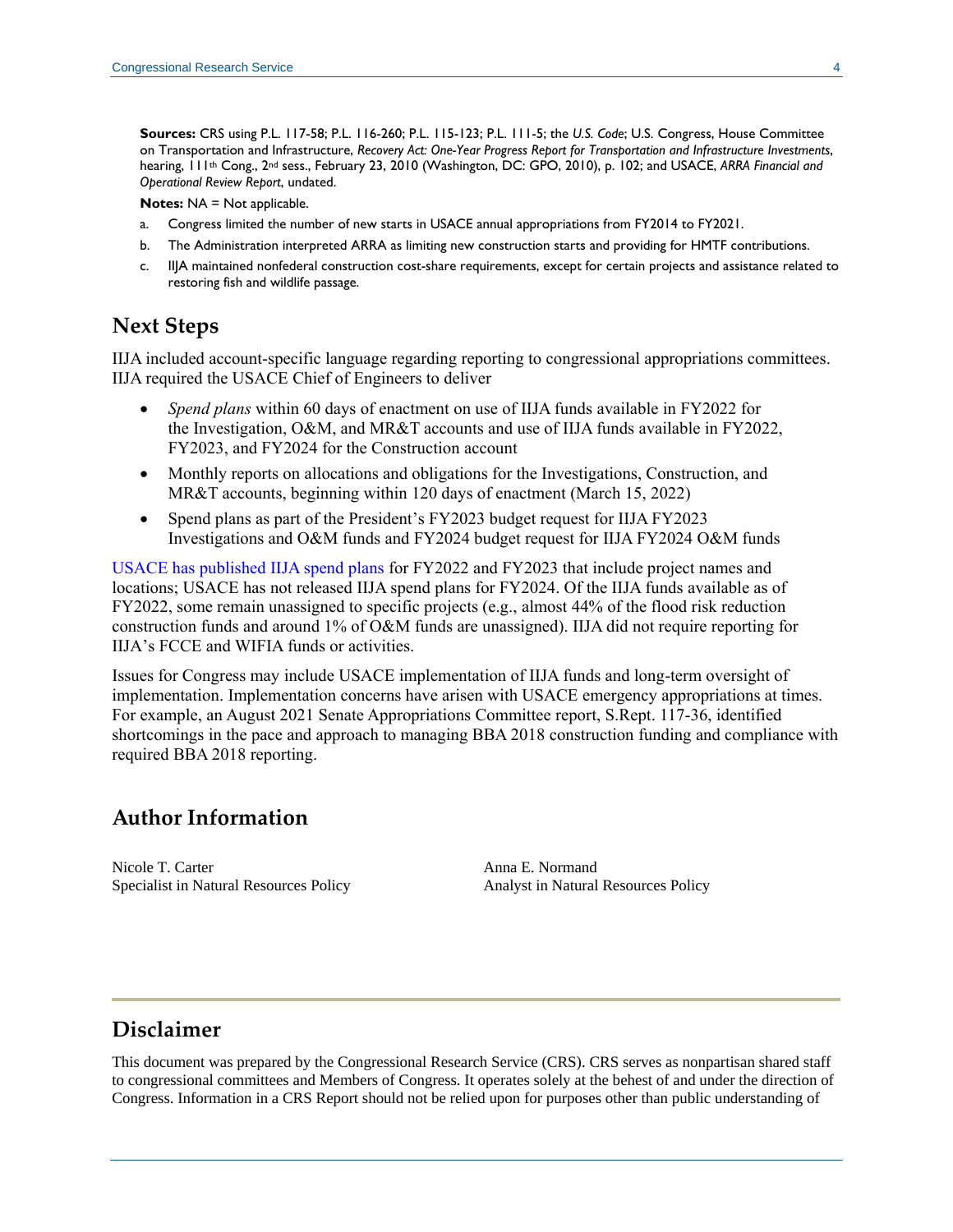**Sources:** CRS using P.L. 117-58; P.L. 116-260; P.L. 115-123; P.L. 111-5; the *U.S. Code*; U.S. Congress, House Committee on Transportation and Infrastructure, *Recovery Act: One-Year Progress Report for Transportation and Infrastructure Investments*, hearing, 111th Cong., 2nd sess., February 23, 2010 (Washington, DC: GPO, 2010), p. 102; and USACE, *ARRA Financial and Operational Review Report*, undated.

**Notes:** NA = Not applicable.

a. Congress limited the number of new starts in USACE annual appropriations from FY2014 to FY2021.

b. The Administration interpreted ARRA as limiting new construction starts and providing for HMTF contributions.

c. IIJA maintained nonfederal construction cost-share requirements, except for certain projects and assistance related to restoring fish and wildlife passage.

## Next Steps

IIJA included account-specific language regarding reporting to congressional appropriations committees. IIJA required the USACE Chief of Engineers to deliver

- *Spend plans* within 60 days of enactment on use of IIJA funds available in FY2022 for the Investigation, O&M, and MR&T accounts and use of IIJA funds available in FY2022, FY2023, and FY2024 for the Construction account
- Monthly reports on allocations and obligations for the Investigations, Construction, and MR&T accounts, beginning within 120 days of enactment (March 15, 2022)
- Spend plans as part of the President's FY2023 budget request for IIJA FY2023 Investigations and O&M funds and FY2024 budget request for IIJA FY2024 O&M funds

USACE has published IIJA spend plans for FY2022 and FY2023 that include project names and locations; USACE has not released IIJA spend plans for FY2024. Of the IIJA funds available as of FY2022, some remain unassigned to specific projects (e.g., almost 44% of the flood risk reduction construction funds and around 1% of O&M funds are unassigned). IIJA did not require reporting for IIJA's FCCE and WIFIA funds or activities.

Issues for Congress may include USACE implementation of IIJA funds and long-term oversight of implementation. Implementation concerns have arisen with USACE emergency appropriations at times. For example, an August 2021 Senate Appropriations Committee report, S.Rept. 117-36, identified shortcomings in the pace and approach to managing BBA 2018 construction funding and compliance with required BBA 2018 reporting.

## Author Information

Nicole T. Carter
Specialist in Natural Resources Policy

Anna E. Normand
Analyst in Natural Resources Policy

## Disclaimer

This document was prepared by the Congressional Research Service (CRS). CRS serves as nonpartisan shared staff to congressional committees and Members of Congress. It operates solely at the behest of and under the direction of Congress. Information in a CRS Report should not be relied upon for purposes other than public understanding of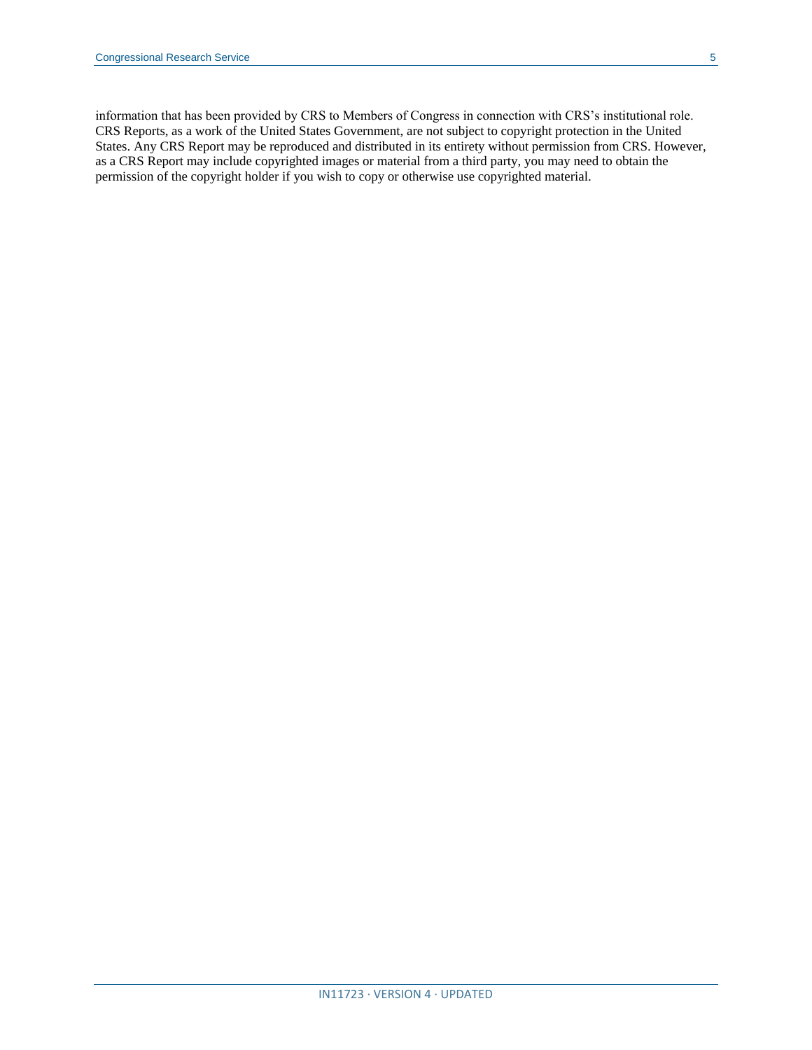information that has been provided by CRS to Members of Congress in connection with CRS's institutional role. CRS Reports, as a work of the United States Government, are not subject to copyright protection in the United States. Any CRS Report may be reproduced and distributed in its entirety without permission from CRS. However, as a CRS Report may include copyrighted images or material from a third party, you may need to obtain the permission of the copyright holder if you wish to copy or otherwise use copyrighted material.